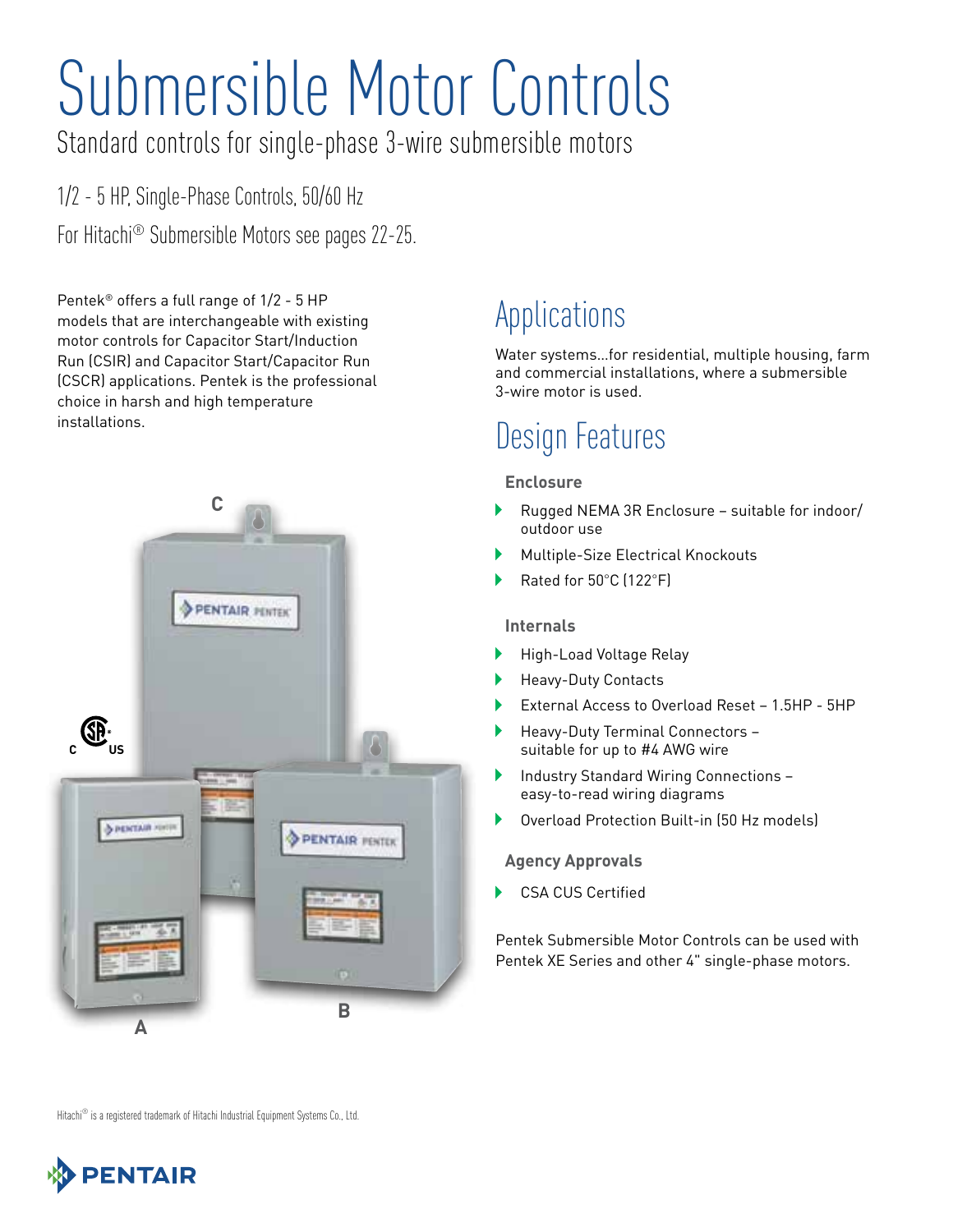# Submersible Motor Controls

Standard controls for single-phase 3-wire submersible motors

1/2 - 5 HP, Single-Phase Controls, 50/60 Hz

For Hitachi® Submersible Motors see pages 22-25.

Pentek® offers a full range of 1/2 - 5 HP models that are interchangeable with existing motor controls for Capacitor Start/Induction Run (CSIR) and Capacitor Start/Capacitor Run (CSCR) applications. Pentek is the professional choice in harsh and high temperature installations.

## Applications

Water systems...for residential, multiple housing, farm and commercial installations, where a submersible 3-wire motor is used.

## Design Features

**Enclosure**

- Rugged NEMA 3R Enclosure – suitable for indoor/outdoor use
- Multiple-Size Electrical Knockouts
- Rated for 50°C (122°F)

**Internals**

- High-Load Voltage Relay
- Heavy-Duty Contacts
- External Access to Overload Reset – 1.5HP - 5HP
- Heavy-Duty Terminal Connectors – suitable for up to #4 AWG wire
- Industry Standard Wiring Connections – easy-to-read wiring diagrams
- Overload Protection Built-in (50 Hz models)

**Agency Approvals**

- CSA CUS Certified

Pentek Submersible Motor Controls can be used with Pentek XE Series and other 4" single-phase motors.

Hitachi® is a registered trademark of Hitachi Industrial Equipment Systems Co., Ltd.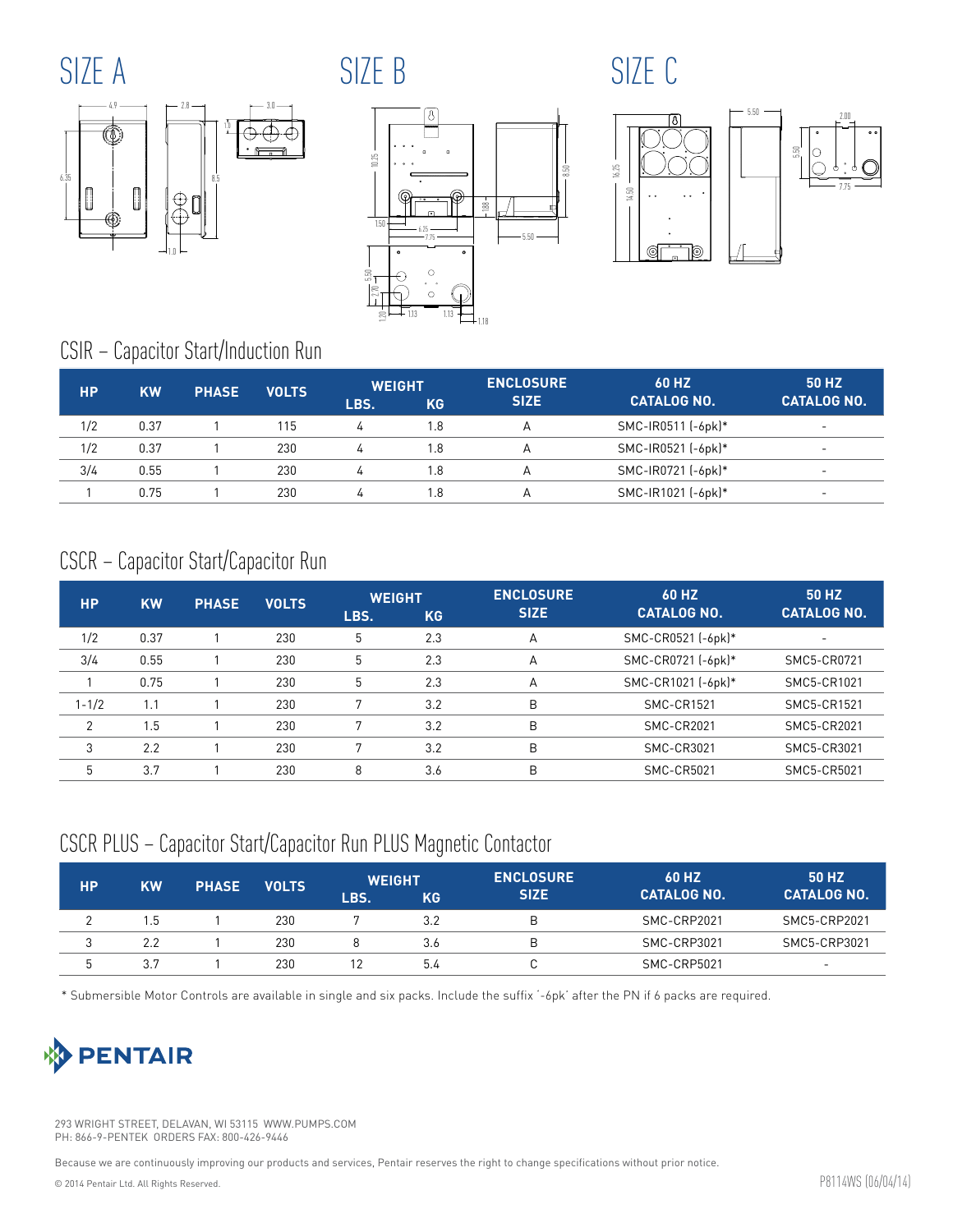## SIZE A

4.9
2.8
3.0
1.5
6.35
8.5
1.0

## SIZE B

10.25
8.50
1.88
1.50
6.25
7.75
5.50
5.50
2.70
1.20
1.13
1.13
1.18

## SIZE C

5.50
2.00
5.50
16.25
14.50
7.75

## CSIR – Capacitor Start/Induction Run

| HP | KW | PHASE | VOLTS | WEIGHT | | ENCLOSURE SIZE | 60 HZ CATALOG NO. | 50 HZ CATALOG NO. |
|---|---|---|---|---|---|---|---|---|
| | | | | LBS. | KG | | | |
| 1/2 | 0.37 | 1 | 115 | 4 | 1.8 | A | SMC-IR0511 (-6pk)* | - |
| 1/2 | 0.37 | 1 | 230 | 4 | 1.8 | A | SMC-IR0521 (-6pk)* | - |
| 3/4 | 0.55 | 1 | 230 | 4 | 1.8 | A | SMC-IR0721 (-6pk)* | - |
| 1 | 0.75 | 1 | 230 | 4 | 1.8 | A | SMC-IR1021 (-6pk)* | - |

## CSCR – Capacitor Start/Capacitor Run

| HP | KW | PHASE | VOLTS | WEIGHT | | ENCLOSURE SIZE | 60 HZ CATALOG NO. | 50 HZ CATALOG NO. |
|---|---|---|---|---|---|---|---|---|
| | | | | LBS. | KG | | | |
| 1/2 | 0.37 | 1 | 230 | 5 | 2.3 | A | SMC-CR0521 (-6pk)* | - |
| 3/4 | 0.55 | 1 | 230 | 5 | 2.3 | A | SMC-CR0721 (-6pk)* | SMC5-CR0721 |
| 1 | 0.75 | 1 | 230 | 5 | 2.3 | A | SMC-CR1021 (-6pk)* | SMC5-CR1021 |
| 1-1/2 | 1.1 | 1 | 230 | 7 | 3.2 | B | SMC-CR1521 | SMC5-CR1521 |
| 2 | 1.5 | 1 | 230 | 7 | 3.2 | B | SMC-CR2021 | SMC5-CR2021 |
| 3 | 2.2 | 1 | 230 | 7 | 3.2 | B | SMC-CR3021 | SMC5-CR3021 |
| 5 | 3.7 | 1 | 230 | 8 | 3.6 | B | SMC-CR5021 | SMC5-CR5021 |

## CSCR PLUS – Capacitor Start/Capacitor Run PLUS Magnetic Contactor

| HP | KW | PHASE | VOLTS | WEIGHT | | ENCLOSURE SIZE | 60 HZ CATALOG NO. | 50 HZ CATALOG NO. |
|---|---|---|---|---|---|---|---|---|
| | | | | LBS. | KG | | | |
| 2 | 1.5 | 1 | 230 | 7 | 3.2 | B | SMC-CRP2021 | SMC5-CRP2021 |
| 3 | 2.2 | 1 | 230 | 8 | 3.6 | B | SMC-CRP3021 | SMC5-CRP3021 |
| 5 | 3.7 | 1 | 230 | 12 | 5.4 | C | SMC-CRP5021 | - |

* Submersible Motor Controls are available in single and six packs. Include the suffix '-6pk' after the PN if 6 packs are required.

PENTAIR

293 WRIGHT STREET, DELAVAN, WI 53115 WWW.PUMPS.COM
PH: 866-9-PENTEK ORDERS FAX: 800-426-9446

Because we are continuously improving our products and services, Pentair reserves the right to change specifications without prior notice.

© 2014 Pentair Ltd. All Rights Reserved.

P8114WS (06/04/14)